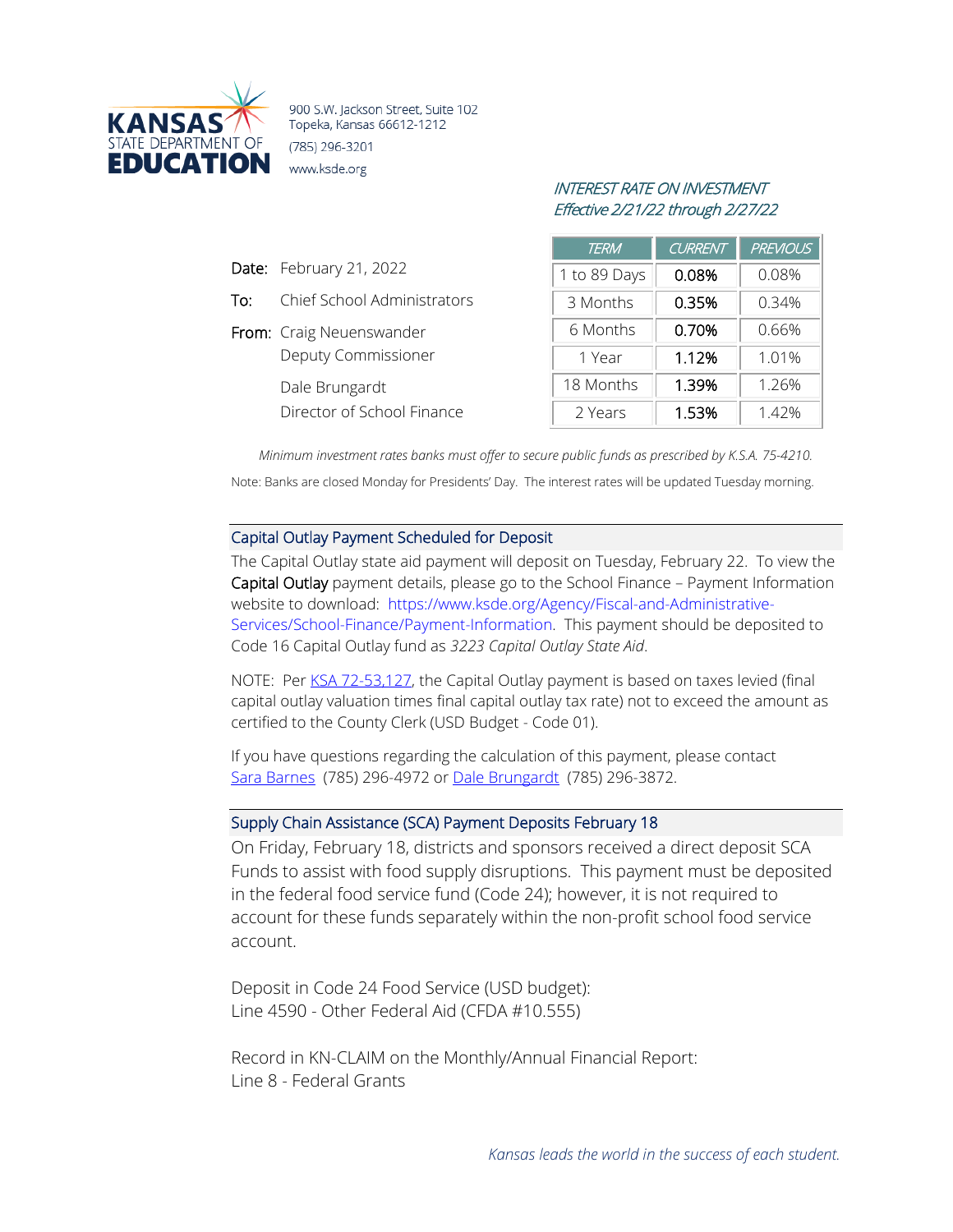**KANSAS STATE DEPARTMENT OF EDUCATION**

900 S.W. Jackson Street, Suite 102
Topeka, Kansas 66612-1212
(785) 296-3201
www.ksde.org

*INTEREST RATE ON INVESTMENT*
*Effective 2/21/22 through 2/27/22*

| *TERM* | *CURRENT* | *PREVIOUS* |
|---|---|---|
| 1 to 89 Days | 0.08% | 0.08% |
| 3 Months | 0.35% | 0.34% |
| 6 Months | 0.70% | 0.66% |
| 1 Year | 1.12% | 1.01% |
| 18 Months | 1.39% | 1.26% |
| 2 Years | 1.53% | 1.42% |

**Date:** February 21, 2022

**To:** Chief School Administrators

**From:** Craig Neuenswander
Deputy Commissioner

Dale Brungardt
Director of School Finance

*Minimum investment rates banks must offer to secure public funds as prescribed by K.S.A. 75-4210.*

Note: Banks are closed Monday for Presidents' Day. The interest rates will be updated Tuesday morning.

## Capital Outlay Payment Scheduled for Deposit

The Capital Outlay state aid payment will deposit on Tuesday, February 22. To view the **Capital Outlay** payment details, please go to the School Finance – Payment Information website to download: https://www.ksde.org/Agency/Fiscal-and-Administrative-Services/School-Finance/Payment-Information. This payment should be deposited to Code 16 Capital Outlay fund as *3223 Capital Outlay State Aid*.

NOTE: Per KSA 72-53,127, the Capital Outlay payment is based on taxes levied (final capital outlay valuation times final capital outlay tax rate) not to exceed the amount as certified to the County Clerk (USD Budget - Code 01).

If you have questions regarding the calculation of this payment, please contact Sara Barnes (785) 296-4972 or Dale Brungardt (785) 296-3872.

## Supply Chain Assistance (SCA) Payment Deposits February 18

On Friday, February 18, districts and sponsors received a direct deposit SCA Funds to assist with food supply disruptions. This payment must be deposited in the federal food service fund (Code 24); however, it is not required to account for these funds separately within the non-profit school food service account.

Deposit in Code 24 Food Service (USD budget):
Line 4590 - Other Federal Aid (CFDA #10.555)

Record in KN-CLAIM on the Monthly/Annual Financial Report:
Line 8 - Federal Grants

*Kansas leads the world in the success of each student.*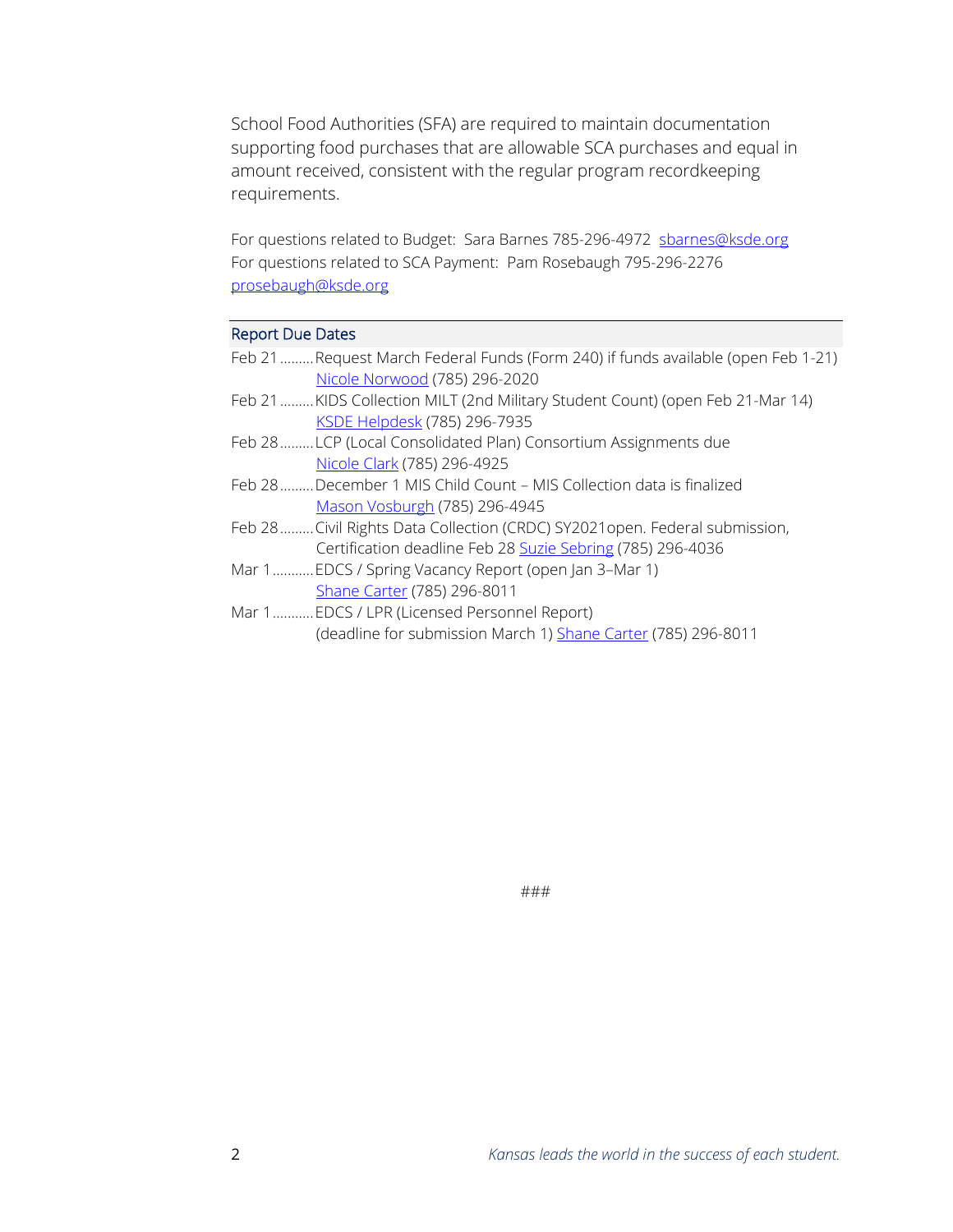School Food Authorities (SFA) are required to maintain documentation supporting food purchases that are allowable SCA purchases and equal in amount received, consistent with the regular program recordkeeping requirements.

For questions related to Budget: Sara Barnes 785-296-4972 sbarnes@ksde.org
For questions related to SCA Payment: Pam Rosebaugh 795-296-2276 prosebaugh@ksde.org

## Report Due Dates

Feb 21 ......... Request March Federal Funds (Form 240) if funds available (open Feb 1-21) Nicole Norwood (785) 296-2020

Feb 21 ......... KIDS Collection MILT (2nd Military Student Count) (open Feb 21-Mar 14) KSDE Helpdesk (785) 296-7935

Feb 28 ......... LCP (Local Consolidated Plan) Consortium Assignments due Nicole Clark (785) 296-4925

Feb 28 ......... December 1 MIS Child Count – MIS Collection data is finalized Mason Vosburgh (785) 296-4945

Feb 28 ......... Civil Rights Data Collection (CRDC) SY2021open. Federal submission, Certification deadline Feb 28 Suzie Sebring (785) 296-4036

Mar 1 ........... EDCS / Spring Vacancy Report (open Jan 3–Mar 1) Shane Carter (785) 296-8011

Mar 1 ........... EDCS / LPR (Licensed Personnel Report) (deadline for submission March 1) Shane Carter (785) 296-8011

###